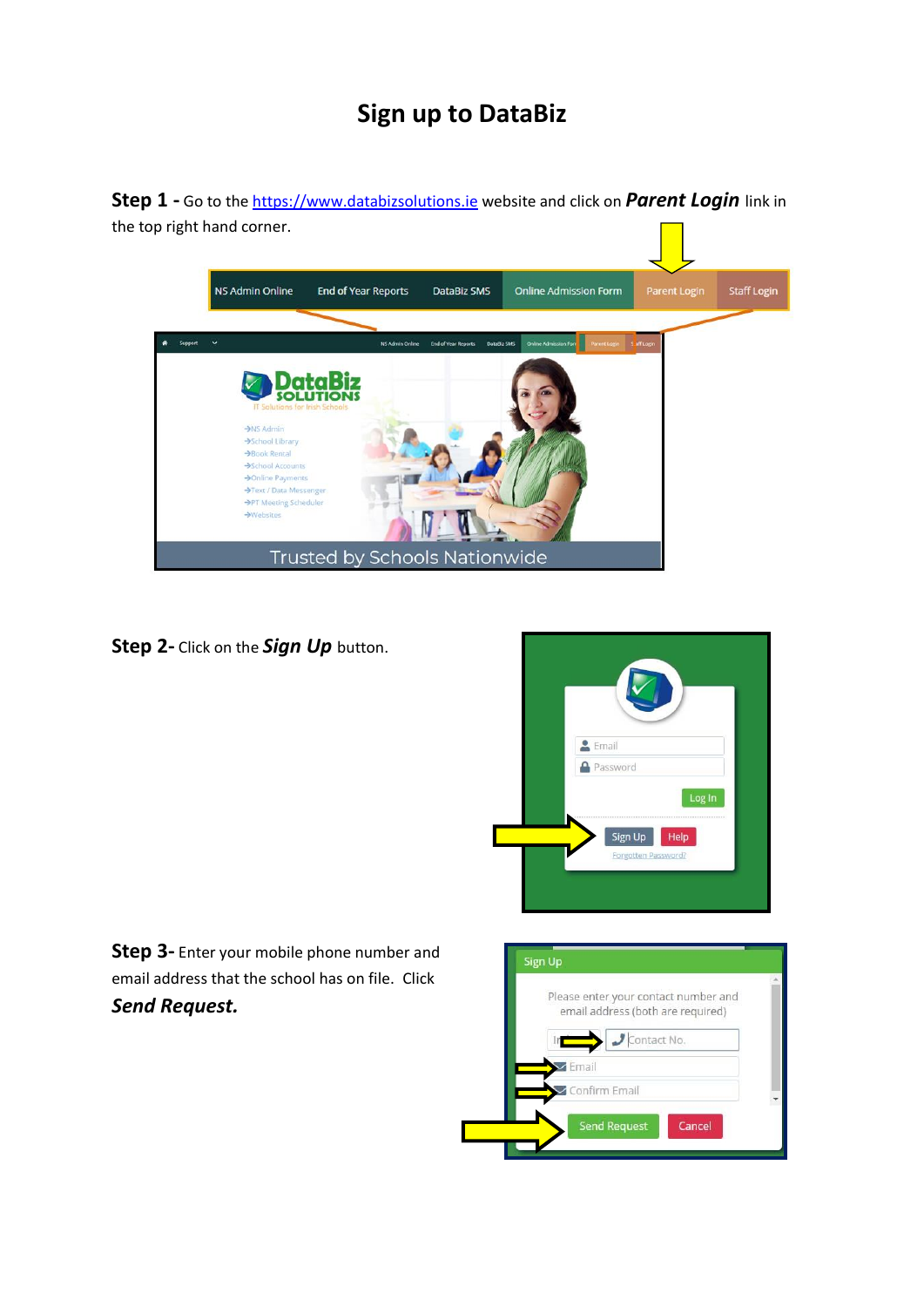# Sign up to DataBiz

**Step 1 -** Go to the https://www.databizsolutions.ie website and click on ***Parent Login*** link in the top right hand corner.

**Step 2-** Click on the ***Sign Up*** button.

**Step 3-** Enter your mobile phone number and email address that the school has on file. Click ***Send Request.***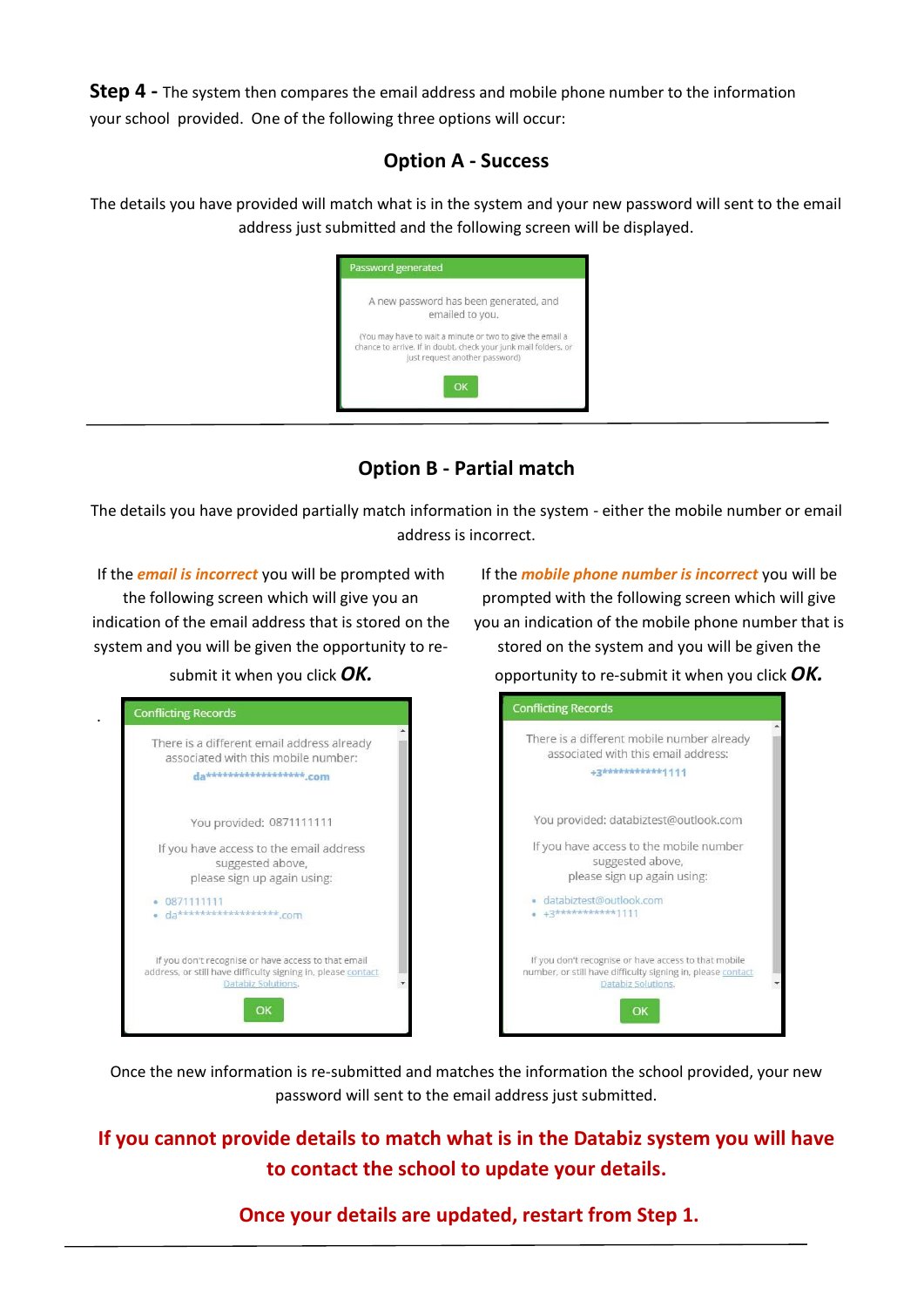**Step 4 -** The system then compares the email address and mobile phone number to the information your school provided. One of the following three options will occur:

## Option A - Success

The details you have provided will match what is in the system and your new password will sent to the email address just submitted and the following screen will be displayed.

> **Password generated**
>
> A new password has been generated, and emailed to you.
>
> (You may have to wait a minute or two to give the email a chance to arrive. If in doubt, check your junk mail folders, or just request another password)
>
> OK

---

## Option B - Partial match

The details you have provided partially match information in the system - either the mobile number or email address is incorrect.

If the ***email is incorrect*** you will be prompted with the following screen which will give you an indication of the email address that is stored on the system and you will be given the opportunity to re-submit it when you click ***OK.***

> **Conflicting Records**
>
> There is a different email address already associated with this mobile number:
>
> da*******************.com
>
> You provided: 0871111111
>
> If you have access to the email address suggested above, please sign up again using:
>
> - 0871111111
> - da*******************.com
>
> If you don't recognise or have access to that email address, or still have difficulty signing in, please contact Databiz Solutions.
>
> OK

If the ***mobile phone number is incorrect*** you will be prompted with the following screen which will give you an indication of the mobile phone number that is stored on the system and you will be given the opportunity to re-submit it when you click ***OK.***

> **Conflicting Records**
>
> There is a different mobile number already associated with this email address:
>
> +3************1111
>
> You provided: databiztest@outlook.com
>
> If you have access to the mobile number suggested above, please sign up again using:
>
> - databiztest@outlook.com
> - +3************1111
>
> If you don't recognise or have access to that mobile number, or still have difficulty signing in, please contact Databiz Solutions.
>
> OK

Once the new information is re-submitted and matches the information the school provided, your new password will sent to the email address just submitted.

**If you cannot provide details to match what is in the Databiz system you will have to contact the school to update your details.**

**Once your details are updated, restart from Step 1.**

---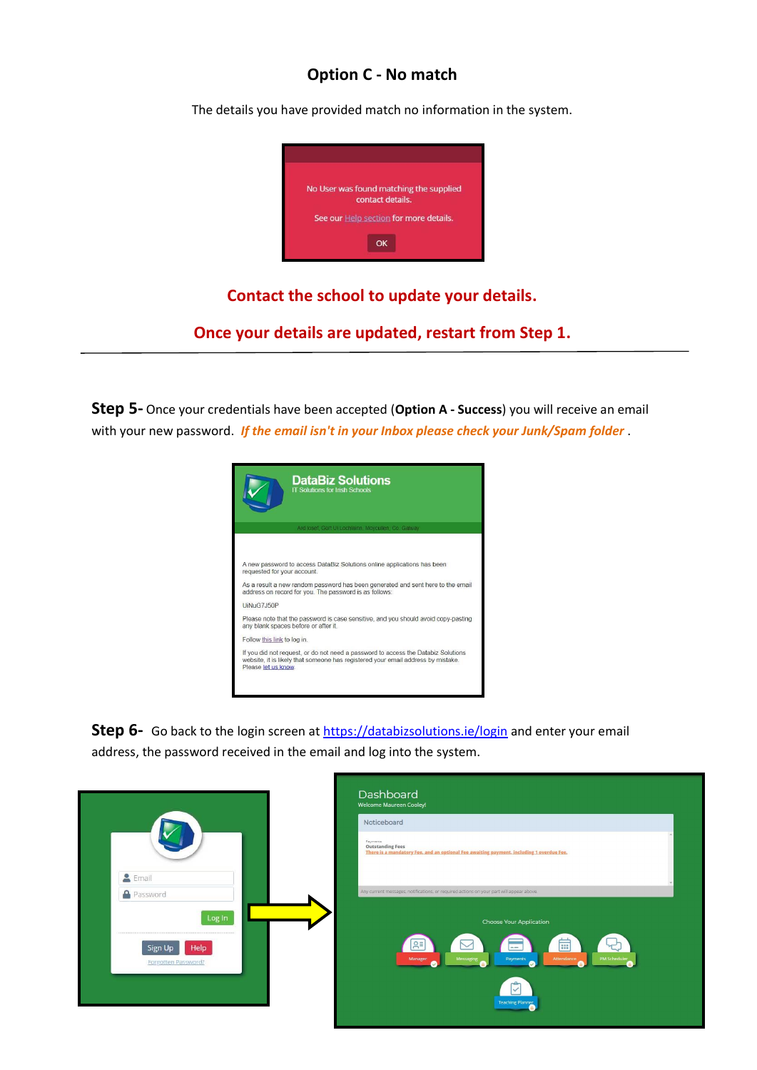## Option C - No match

The details you have provided match no information in the system.

No User was found matching the supplied contact details.

See our Help section for more details.

OK

**Contact the school to update your details.**

**Once your details are updated, restart from Step 1.**

---

**Step 5-** Once your credentials have been accepted (**Option A - Success**) you will receive an email with your new password. ***If the email isn't in your Inbox please check your Junk/Spam folder*** .

DataBiz Solutions
IT Solutions for Irish Schools

Áird Iosef, Gairt Ui Lochlainn, Moycullen, Co. Galway

A new password to access DataBiz Solutions online applications has been requested for your account.

As a result a new random password has been generated and sent here to the email address on record for you. The password is as follows:

UiNuG7J50P

Please note that the password is case sensitive, and you should avoid copy-pasting any blank spaces before or after it.

Follow this link to log in.

If you did not request, or do not need a password to access the Databiz Solutions website, it is likely that someone has registered your email address by mistake. Please let us know.

**Step 6-** Go back to the login screen at https://databizsolutions.ie/login and enter your email address, the password received in the email and log into the system.

Email
Password
Log In
Sign Up Help
Forgotten Password?

Dashboard
Welcome Maureen Cooley!

Noticeboard

Payments
Outstanding Fees
There is a mandatory fee, and an optional fee awaiting payment, including 1 overdue fee.

Any current messages, notifications, or required actions on your part will appear above.

Choose Your Application

Manager
Messaging
Payments
Attendance
PM Scheduler
Teaching Planner